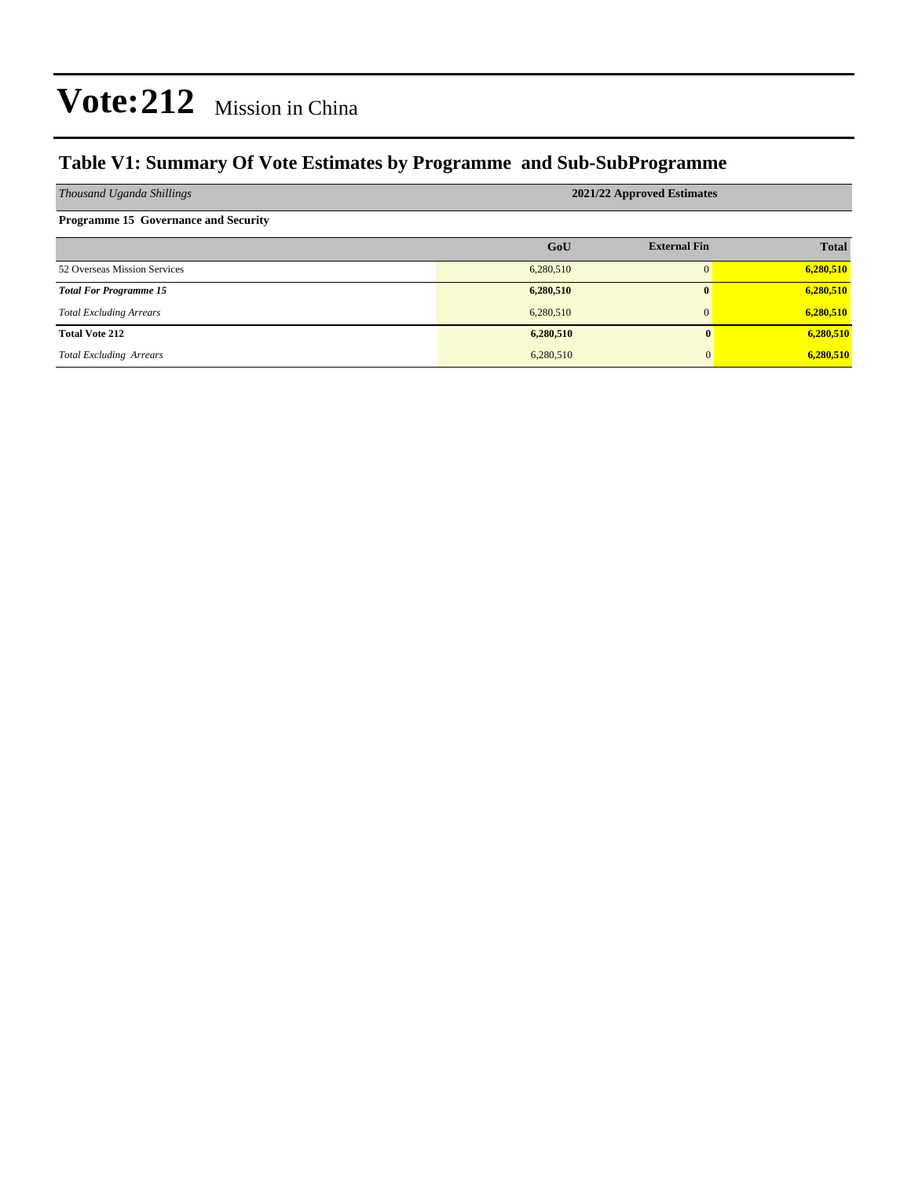# Vote:212 Mission in China

## Table V1: Summary Of Vote Estimates by Programme and Sub-SubProgramme

| *Thousand Uganda Shillings* | 2021/22 Approved Estimates | | |
|---|---|---|---|
| **Programme 15 Governance and Security** | | | |
| | **GoU** | **External Fin** | **Total** |
| 52 Overseas Mission Services | 6,280,510 | 0 | **6,280,510** |
| ***Total For Programme 15*** | **6,280,510** | **0** | **6,280,510** |
| *Total Excluding Arrears* | 6,280,510 | 0 | **6,280,510** |
| **Total Vote 212** | **6,280,510** | **0** | **6,280,510** |
| *Total Excluding Arrears* | 6,280,510 | 0 | **6,280,510** |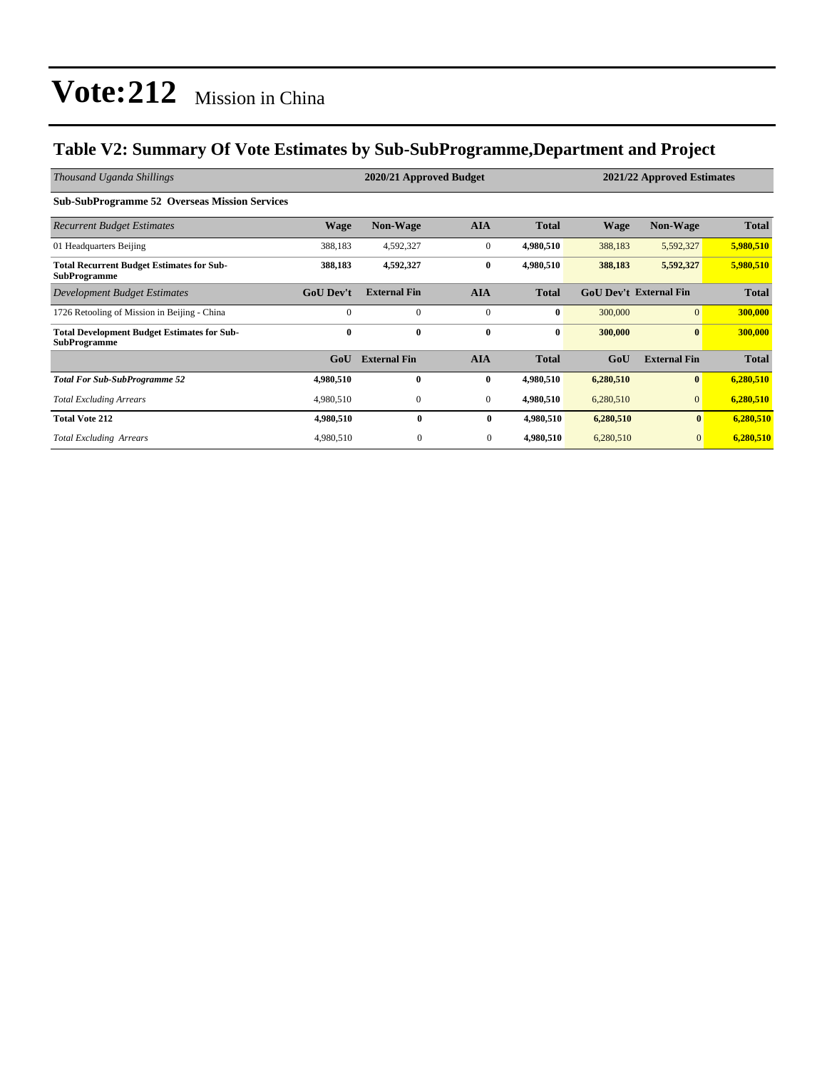# Vote:212 Mission in China

## Table V2: Summary Of Vote Estimates by Sub-SubProgramme,Department and Project

| *Thousand Uganda Shillings* | 2020/21 Approved Budget | | | | 2021/22 Approved Estimates | | |
|---|---|---|---|---|---|---|---|
| **Sub-SubProgramme 52 Overseas Mission Services** | | | | | | | |
| *Recurrent Budget Estimates* | **Wage** | **Non-Wage** | **AIA** | **Total** | **Wage** | **Non-Wage** | **Total** |
| 01 Headquarters Beijing | 388,183 | 4,592,327 | 0 | **4,980,510** | 388,183 | 5,592,327 | **5,980,510** |
| **Total Recurrent Budget Estimates for Sub-SubProgramme** | **388,183** | **4,592,327** | **0** | **4,980,510** | **388,183** | **5,592,327** | **5,980,510** |
| *Development Budget Estimates* | **GoU Dev't** | **External Fin** | **AIA** | **Total** | **GoU Dev't** | **External Fin** | **Total** |
| 1726 Retooling of Mission in Beijing - China | 0 | 0 | 0 | **0** | 300,000 | 0 | **300,000** |
| **Total Development Budget Estimates for Sub-SubProgramme** | **0** | **0** | **0** | **0** | **300,000** | **0** | **300,000** |
| | **GoU** | **External Fin** | **AIA** | **Total** | **GoU** | **External Fin** | **Total** |
| ***Total For Sub-SubProgramme 52*** | **4,980,510** | **0** | **0** | **4,980,510** | **6,280,510** | **0** | **6,280,510** |
| *Total Excluding Arrears* | 4,980,510 | 0 | 0 | **4,980,510** | 6,280,510 | 0 | **6,280,510** |
| **Total Vote 212** | **4,980,510** | **0** | **0** | **4,980,510** | **6,280,510** | **0** | **6,280,510** |
| *Total Excluding Arrears* | 4,980,510 | 0 | 0 | **4,980,510** | 6,280,510 | 0 | **6,280,510** |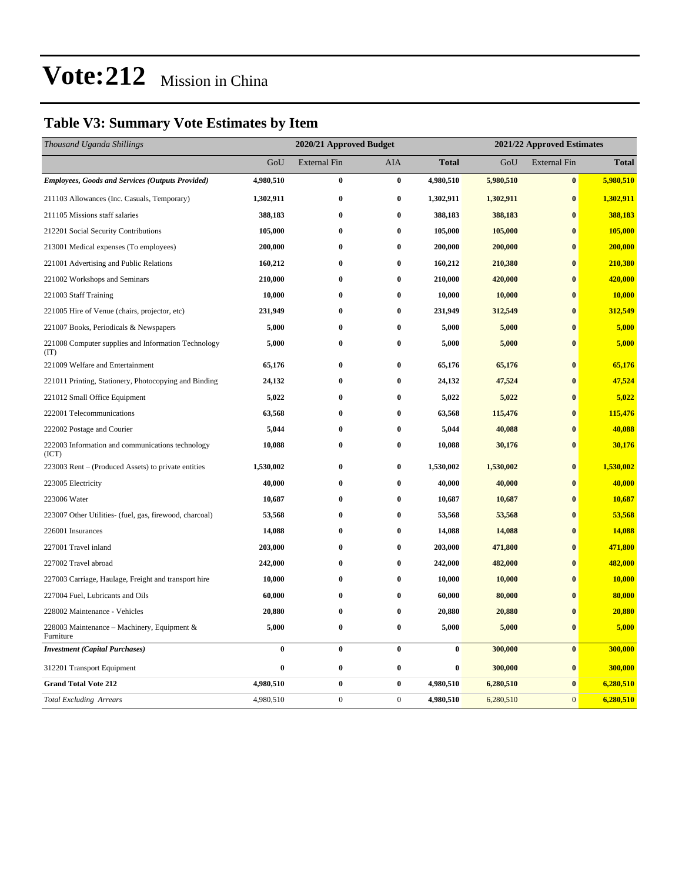# Vote:212 Mission in China

## Table V3: Summary Vote Estimates by Item

| *Thousand Uganda Shillings* | 2020/21 Approved Budget | | | | 2021/22 Approved Estimates | | |
|---|---|---|---|---|---|---|---|
| | GoU | External Fin | AIA | **Total** | GoU | External Fin | **Total** |
| ***Employees, Goods and Services (Outputs Provided)*** | **4,980,510** | **0** | **0** | **4,980,510** | **5,980,510** | **0** | **5,980,510** |
| 211103 Allowances (Inc. Casuals, Temporary) | **1,302,911** | **0** | **0** | **1,302,911** | **1,302,911** | **0** | **1,302,911** |
| 211105 Missions staff salaries | **388,183** | **0** | **0** | **388,183** | **388,183** | **0** | **388,183** |
| 212201 Social Security Contributions | **105,000** | **0** | **0** | **105,000** | **105,000** | **0** | **105,000** |
| 213001 Medical expenses (To employees) | **200,000** | **0** | **0** | **200,000** | **200,000** | **0** | **200,000** |
| 221001 Advertising and Public Relations | **160,212** | **0** | **0** | **160,212** | **210,380** | **0** | **210,380** |
| 221002 Workshops and Seminars | **210,000** | **0** | **0** | **210,000** | **420,000** | **0** | **420,000** |
| 221003 Staff Training | **10,000** | **0** | **0** | **10,000** | **10,000** | **0** | **10,000** |
| 221005 Hire of Venue (chairs, projector, etc) | **231,949** | **0** | **0** | **231,949** | **312,549** | **0** | **312,549** |
| 221007 Books, Periodicals & Newspapers | **5,000** | **0** | **0** | **5,000** | **5,000** | **0** | **5,000** |
| 221008 Computer supplies and Information Technology (IT) | **5,000** | **0** | **0** | **5,000** | **5,000** | **0** | **5,000** |
| 221009 Welfare and Entertainment | **65,176** | **0** | **0** | **65,176** | **65,176** | **0** | **65,176** |
| 221011 Printing, Stationery, Photocopying and Binding | **24,132** | **0** | **0** | **24,132** | **47,524** | **0** | **47,524** |
| 221012 Small Office Equipment | **5,022** | **0** | **0** | **5,022** | **5,022** | **0** | **5,022** |
| 222001 Telecommunications | **63,568** | **0** | **0** | **63,568** | **115,476** | **0** | **115,476** |
| 222002 Postage and Courier | **5,044** | **0** | **0** | **5,044** | **40,088** | **0** | **40,088** |
| 222003 Information and communications technology (ICT) | **10,088** | **0** | **0** | **10,088** | **30,176** | **0** | **30,176** |
| 223003 Rent – (Produced Assets) to private entities | **1,530,002** | **0** | **0** | **1,530,002** | **1,530,002** | **0** | **1,530,002** |
| 223005 Electricity | **40,000** | **0** | **0** | **40,000** | **40,000** | **0** | **40,000** |
| 223006 Water | **10,687** | **0** | **0** | **10,687** | **10,687** | **0** | **10,687** |
| 223007 Other Utilities- (fuel, gas, firewood, charcoal) | **53,568** | **0** | **0** | **53,568** | **53,568** | **0** | **53,568** |
| 226001 Insurances | **14,088** | **0** | **0** | **14,088** | **14,088** | **0** | **14,088** |
| 227001 Travel inland | **203,000** | **0** | **0** | **203,000** | **471,800** | **0** | **471,800** |
| 227002 Travel abroad | **242,000** | **0** | **0** | **242,000** | **482,000** | **0** | **482,000** |
| 227003 Carriage, Haulage, Freight and transport hire | **10,000** | **0** | **0** | **10,000** | **10,000** | **0** | **10,000** |
| 227004 Fuel, Lubricants and Oils | **60,000** | **0** | **0** | **60,000** | **80,000** | **0** | **80,000** |
| 228002 Maintenance - Vehicles | **20,880** | **0** | **0** | **20,880** | **20,880** | **0** | **20,880** |
| 228003 Maintenance – Machinery, Equipment & Furniture | **5,000** | **0** | **0** | **5,000** | **5,000** | **0** | **5,000** |
| ***Investment (Capital Purchases)*** | **0** | **0** | **0** | **0** | **300,000** | **0** | **300,000** |
| 312201 Transport Equipment | **0** | **0** | **0** | **0** | **300,000** | **0** | **300,000** |
| **Grand Total Vote 212** | **4,980,510** | **0** | **0** | **4,980,510** | **6,280,510** | **0** | **6,280,510** |
| *Total Excluding Arrears* | 4,980,510 | 0 | 0 | **4,980,510** | 6,280,510 | 0 | **6,280,510** |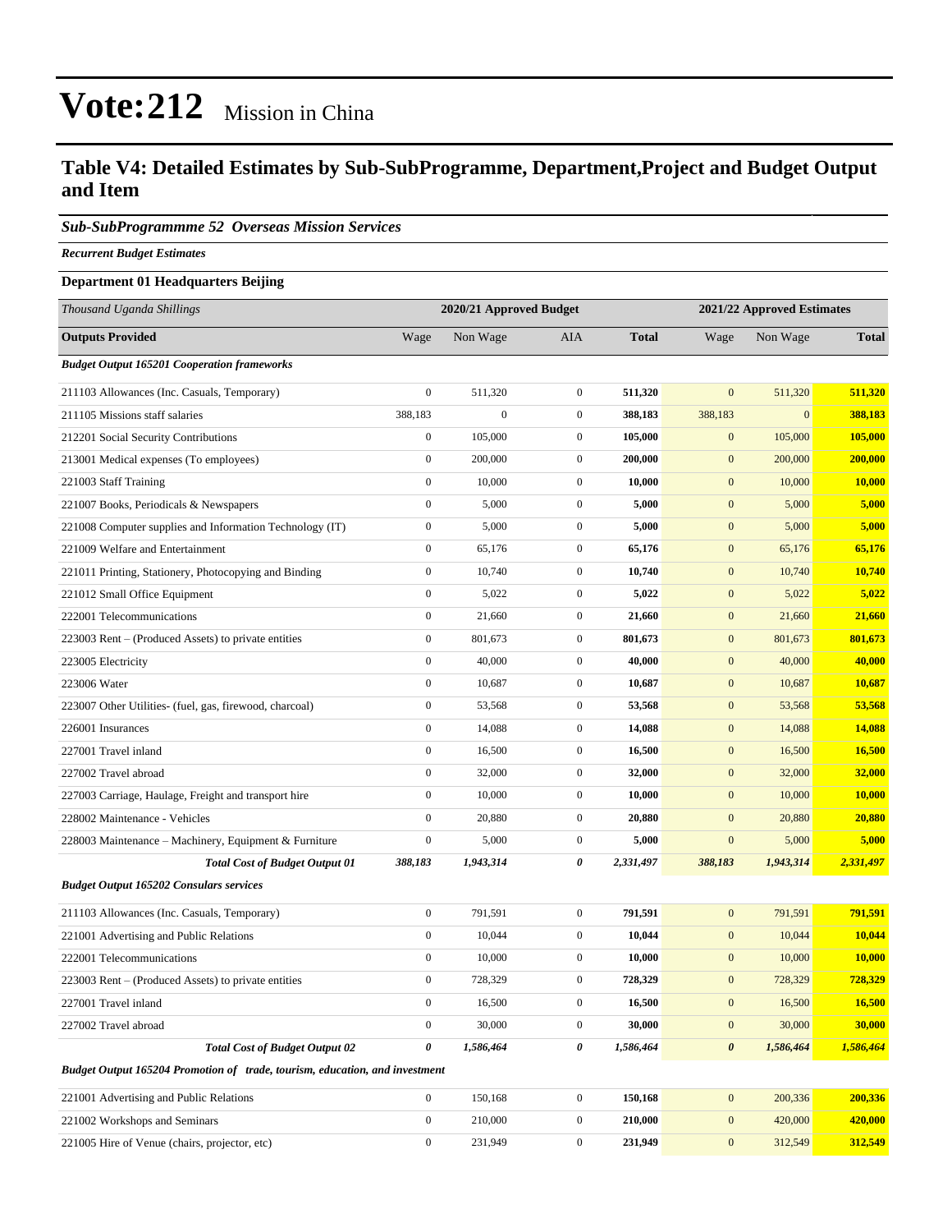# Vote:212 Mission in China

## Table V4: Detailed Estimates by Sub-SubProgramme, Department,Project and Budget Output and Item

### *Sub-SubProgrammme 52 Overseas Mission Services*

***Recurrent Budget Estimates***

**Department 01 Headquarters Beijing**

| *Thousand Uganda Shillings* | 2020/21 Approved Budget | | | | 2021/22 Approved Estimates | | |
|---|---|---|---|---|---|---|---|
| **Outputs Provided** | Wage | Non Wage | AIA | **Total** | Wage | Non Wage | **Total** |
| ***Budget Output 165201 Cooperation frameworks*** | | | | | | | |
| 211103 Allowances (Inc. Casuals, Temporary) | 0 | 511,320 | 0 | **511,320** | 0 | 511,320 | **511,320** |
| 211105 Missions staff salaries | 388,183 | 0 | 0 | **388,183** | 388,183 | 0 | **388,183** |
| 212201 Social Security Contributions | 0 | 105,000 | 0 | **105,000** | 0 | 105,000 | **105,000** |
| 213001 Medical expenses (To employees) | 0 | 200,000 | 0 | **200,000** | 0 | 200,000 | **200,000** |
| 221003 Staff Training | 0 | 10,000 | 0 | **10,000** | 0 | 10,000 | **10,000** |
| 221007 Books, Periodicals & Newspapers | 0 | 5,000 | 0 | **5,000** | 0 | 5,000 | **5,000** |
| 221008 Computer supplies and Information Technology (IT) | 0 | 5,000 | 0 | **5,000** | 0 | 5,000 | **5,000** |
| 221009 Welfare and Entertainment | 0 | 65,176 | 0 | **65,176** | 0 | 65,176 | **65,176** |
| 221011 Printing, Stationery, Photocopying and Binding | 0 | 10,740 | 0 | **10,740** | 0 | 10,740 | **10,740** |
| 221012 Small Office Equipment | 0 | 5,022 | 0 | **5,022** | 0 | 5,022 | **5,022** |
| 222001 Telecommunications | 0 | 21,660 | 0 | **21,660** | 0 | 21,660 | **21,660** |
| 223003 Rent – (Produced Assets) to private entities | 0 | 801,673 | 0 | **801,673** | 0 | 801,673 | **801,673** |
| 223005 Electricity | 0 | 40,000 | 0 | **40,000** | 0 | 40,000 | **40,000** |
| 223006 Water | 0 | 10,687 | 0 | **10,687** | 0 | 10,687 | **10,687** |
| 223007 Other Utilities- (fuel, gas, firewood, charcoal) | 0 | 53,568 | 0 | **53,568** | 0 | 53,568 | **53,568** |
| 226001 Insurances | 0 | 14,088 | 0 | **14,088** | 0 | 14,088 | **14,088** |
| 227001 Travel inland | 0 | 16,500 | 0 | **16,500** | 0 | 16,500 | **16,500** |
| 227002 Travel abroad | 0 | 32,000 | 0 | **32,000** | 0 | 32,000 | **32,000** |
| 227003 Carriage, Haulage, Freight and transport hire | 0 | 10,000 | 0 | **10,000** | 0 | 10,000 | **10,000** |
| 228002 Maintenance - Vehicles | 0 | 20,880 | 0 | **20,880** | 0 | 20,880 | **20,880** |
| 228003 Maintenance – Machinery, Equipment & Furniture | 0 | 5,000 | 0 | **5,000** | 0 | 5,000 | **5,000** |
| ***Total Cost of Budget Output 01*** | ***388,183*** | ***1,943,314*** | ***0*** | ***2,331,497*** | ***388,183*** | ***1,943,314*** | ***2,331,497*** |
| ***Budget Output 165202 Consulars services*** | | | | | | | |
| 211103 Allowances (Inc. Casuals, Temporary) | 0 | 791,591 | 0 | **791,591** | 0 | 791,591 | **791,591** |
| 221001 Advertising and Public Relations | 0 | 10,044 | 0 | **10,044** | 0 | 10,044 | **10,044** |
| 222001 Telecommunications | 0 | 10,000 | 0 | **10,000** | 0 | 10,000 | **10,000** |
| 223003 Rent – (Produced Assets) to private entities | 0 | 728,329 | 0 | **728,329** | 0 | 728,329 | **728,329** |
| 227001 Travel inland | 0 | 16,500 | 0 | **16,500** | 0 | 16,500 | **16,500** |
| 227002 Travel abroad | 0 | 30,000 | 0 | **30,000** | 0 | 30,000 | **30,000** |
| ***Total Cost of Budget Output 02*** | ***0*** | ***1,586,464*** | ***0*** | ***1,586,464*** | ***0*** | ***1,586,464*** | ***1,586,464*** |
| ***Budget Output 165204 Promotion of trade, tourism, education, and investment*** | | | | | | | |
| 221001 Advertising and Public Relations | 0 | 150,168 | 0 | **150,168** | 0 | 200,336 | **200,336** |
| 221002 Workshops and Seminars | 0 | 210,000 | 0 | **210,000** | 0 | 420,000 | **420,000** |
| 221005 Hire of Venue (chairs, projector, etc) | 0 | 231,949 | 0 | **231,949** | 0 | 312,549 | **312,549** |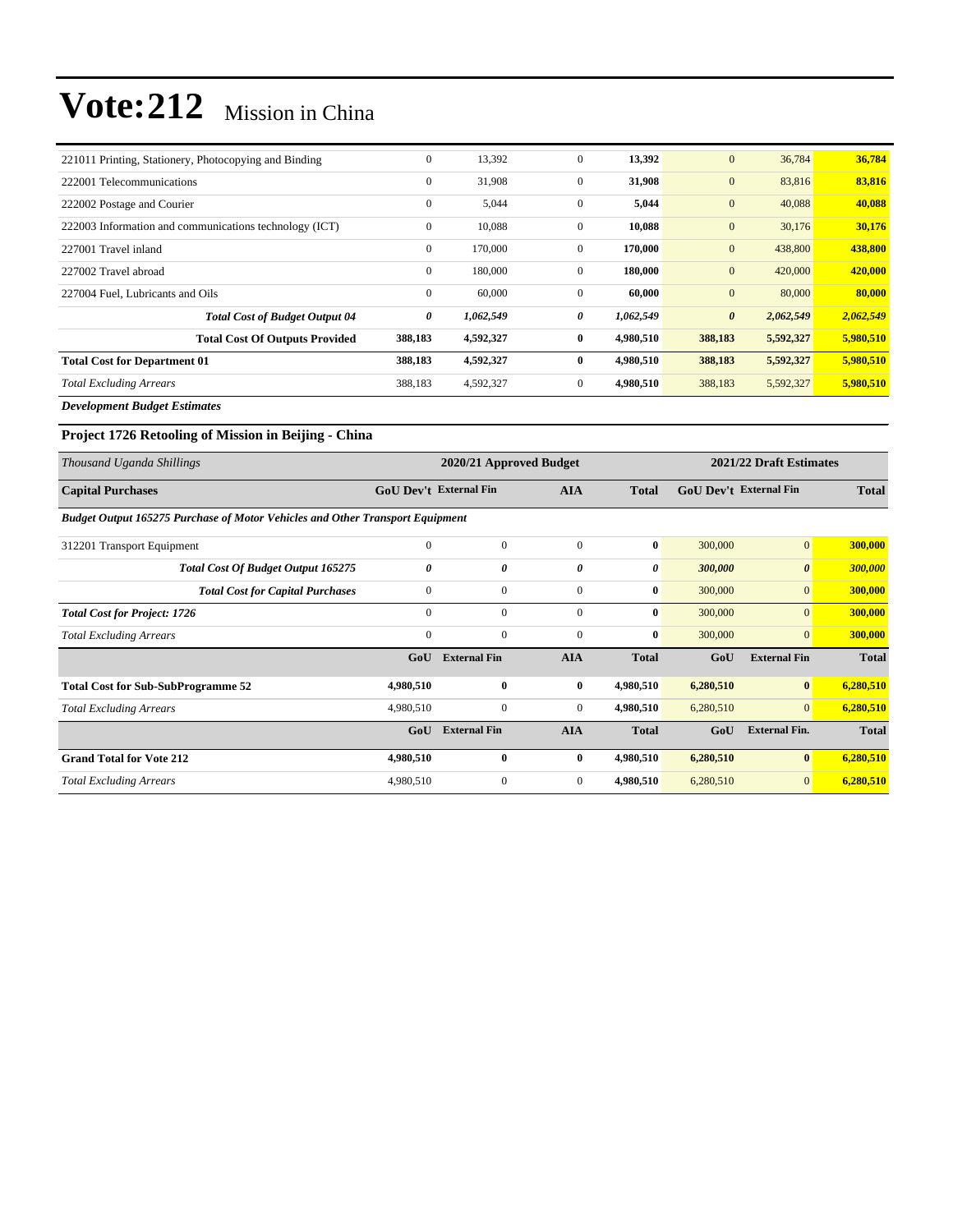# Vote:212 Mission in China

| | | | | | | | |
|---|---|---|---|---|---|---|---|
| 221011 Printing, Stationery, Photocopying and Binding | 0 | 13,392 | 0 | **13,392** | 0 | 36,784 | **36,784** |
| 222001 Telecommunications | 0 | 31,908 | 0 | **31,908** | 0 | 83,816 | **83,816** |
| 222002 Postage and Courier | 0 | 5,044 | 0 | **5,044** | 0 | 40,088 | **40,088** |
| 222003 Information and communications technology (ICT) | 0 | 10,088 | 0 | **10,088** | 0 | 30,176 | **30,176** |
| 227001 Travel inland | 0 | 170,000 | 0 | **170,000** | 0 | 438,800 | **438,800** |
| 227002 Travel abroad | 0 | 180,000 | 0 | **180,000** | 0 | 420,000 | **420,000** |
| 227004 Fuel, Lubricants and Oils | 0 | 60,000 | 0 | **60,000** | 0 | 80,000 | **80,000** |
| ***Total Cost of Budget Output 04*** | ***0*** | ***1,062,549*** | ***0*** | ***1,062,549*** | ***0*** | ***2,062,549*** | ***2,062,549*** |
| **Total Cost Of Outputs Provided** | **388,183** | **4,592,327** | **0** | **4,980,510** | **388,183** | **5,592,327** | **5,980,510** |
| **Total Cost for Department 01** | **388,183** | **4,592,327** | **0** | **4,980,510** | **388,183** | **5,592,327** | **5,980,510** |
| *Total Excluding Arrears* | 388,183 | 4,592,327 | 0 | **4,980,510** | 388,183 | 5,592,327 | **5,980,510** |

***Development Budget Estimates***

## Project 1726 Retooling of Mission in Beijing - China

| *Thousand Uganda Shillings* | 2020/21 Approved Budget | | | | 2021/22 Draft Estimates | | |
|---|---|---|---|---|---|---|---|
| **Capital Purchases** | **GoU Dev't** | **External Fin** | **AIA** | **Total** | **GoU Dev't** | **External Fin** | **Total** |
| ***Budget Output 165275 Purchase of Motor Vehicles and Other Transport Equipment*** | | | | | | | |
| 312201 Transport Equipment | 0 | 0 | 0 | **0** | 300,000 | 0 | **300,000** |
| ***Total Cost Of Budget Output 165275*** | ***0*** | ***0*** | ***0*** | ***0*** | ***300,000*** | ***0*** | ***300,000*** |
| ***Total Cost for Capital Purchases*** | 0 | 0 | 0 | **0** | 300,000 | 0 | **300,000** |
| ***Total Cost for Project: 1726*** | 0 | 0 | 0 | **0** | 300,000 | 0 | **300,000** |
| *Total Excluding Arrears* | 0 | 0 | 0 | **0** | 300,000 | 0 | **300,000** |
| | **GoU** | **External Fin** | **AIA** | **Total** | **GoU** | **External Fin** | **Total** |
| **Total Cost for Sub-SubProgramme 52** | **4,980,510** | **0** | **0** | **4,980,510** | **6,280,510** | **0** | **6,280,510** |
| *Total Excluding Arrears* | 4,980,510 | 0 | 0 | **4,980,510** | 6,280,510 | 0 | **6,280,510** |
| | **GoU** | **External Fin** | **AIA** | **Total** | **GoU** | **External Fin.** | **Total** |
| **Grand Total for Vote 212** | **4,980,510** | **0** | **0** | **4,980,510** | **6,280,510** | **0** | **6,280,510** |
| *Total Excluding Arrears* | 4,980,510 | 0 | 0 | **4,980,510** | 6,280,510 | 0 | **6,280,510** |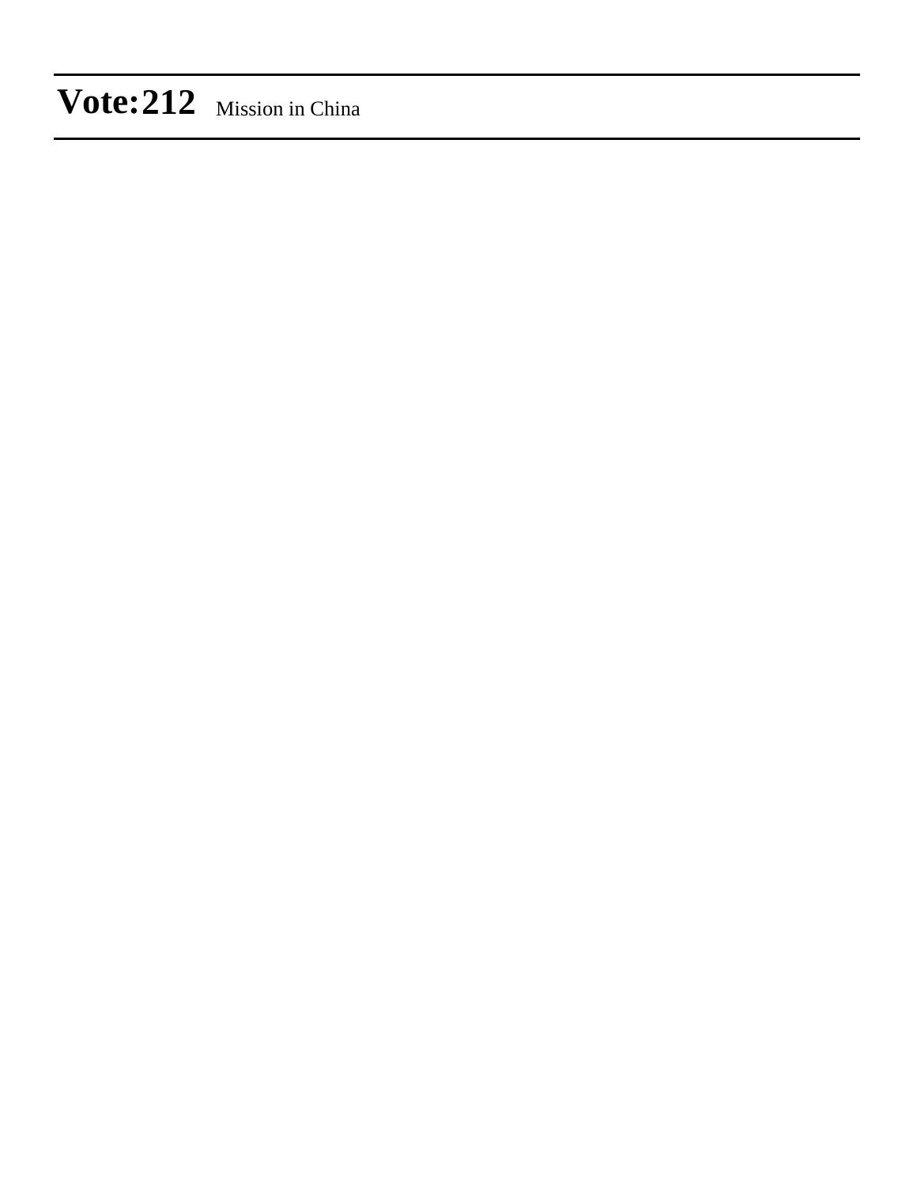# Vote:212 Mission in China